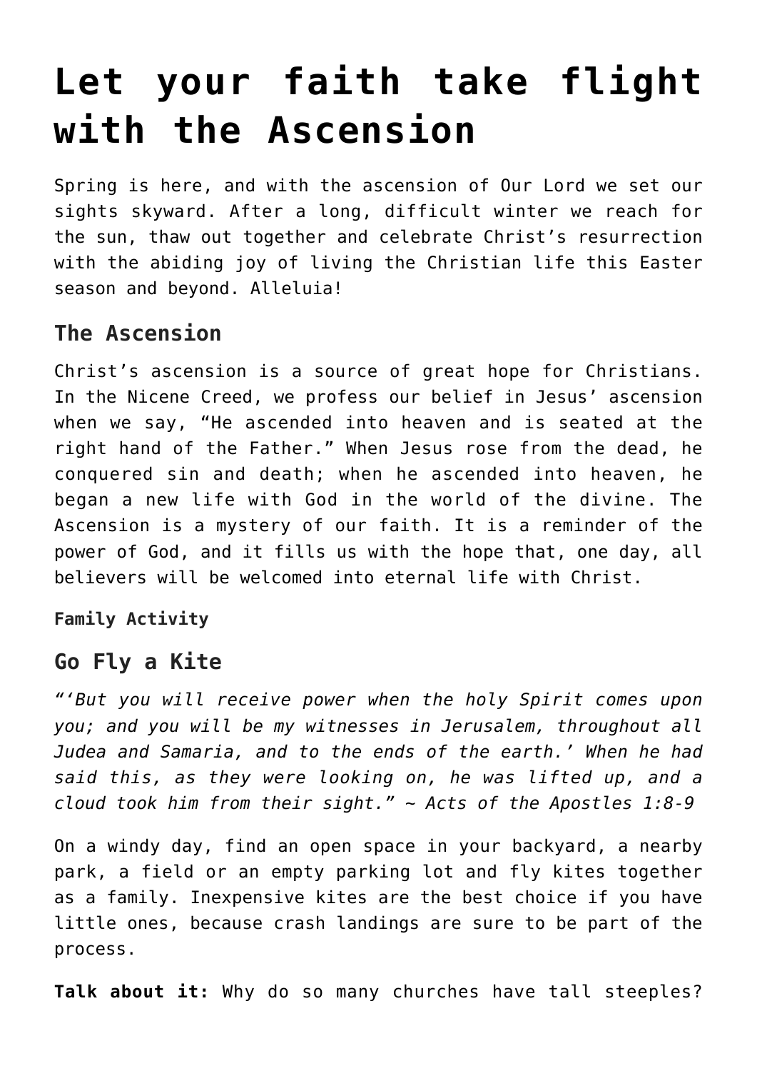# Let your faith take flight with the Ascension

Spring is here, and with the ascension of Our Lord we set our sights skyward. After a long, difficult winter we reach for the sun, thaw out together and celebrate Christ's resurrection with the abiding joy of living the Christian life this Easter season and beyond. Alleluia!

## The Ascension

Christ's ascension is a source of great hope for Christians. In the Nicene Creed, we profess our belief in Jesus' ascension when we say, "He ascended into heaven and is seated at the right hand of the Father." When Jesus rose from the dead, he conquered sin and death; when he ascended into heaven, he began a new life with God in the world of the divine. The Ascension is a mystery of our faith. It is a reminder of the power of God, and it fills us with the hope that, one day, all believers will be welcomed into eternal life with Christ.

**Family Activity**

## Go Fly a Kite

*"'But you will receive power when the holy Spirit comes upon you; and you will be my witnesses in Jerusalem, throughout all Judea and Samaria, and to the ends of the earth.' When he had said this, as they were looking on, he was lifted up, and a cloud took him from their sight." ~ Acts of the Apostles 1:8-9*

On a windy day, find an open space in your backyard, a nearby park, a field or an empty parking lot and fly kites together as a family. Inexpensive kites are the best choice if you have little ones, because crash landings are sure to be part of the process.

**Talk about it:** Why do so many churches have tall steeples?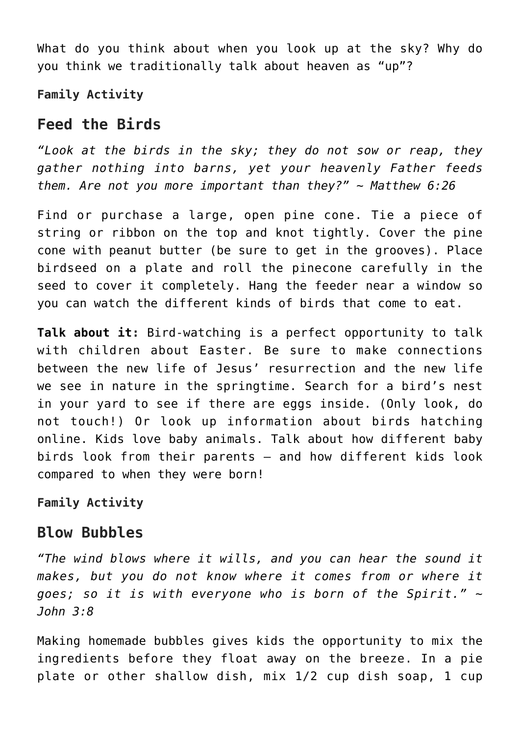What do you think about when you look up at the sky? Why do you think we traditionally talk about heaven as "up"?

**Family Activity**

## Feed the Birds

*"Look at the birds in the sky; they do not sow or reap, they gather nothing into barns, yet your heavenly Father feeds them. Are not you more important than they?" ~ Matthew 6:26*

Find or purchase a large, open pine cone. Tie a piece of string or ribbon on the top and knot tightly. Cover the pine cone with peanut butter (be sure to get in the grooves). Place birdseed on a plate and roll the pinecone carefully in the seed to cover it completely. Hang the feeder near a window so you can watch the different kinds of birds that come to eat.

**Talk about it:** Bird-watching is a perfect opportunity to talk with children about Easter. Be sure to make connections between the new life of Jesus' resurrection and the new life we see in nature in the springtime. Search for a bird's nest in your yard to see if there are eggs inside. (Only look, do not touch!) Or look up information about birds hatching online. Kids love baby animals. Talk about how different baby birds look from their parents – and how different kids look compared to when they were born!

**Family Activity**

## Blow Bubbles

*"The wind blows where it wills, and you can hear the sound it makes, but you do not know where it comes from or where it goes; so it is with everyone who is born of the Spirit." ~ John 3:8*

Making homemade bubbles gives kids the opportunity to mix the ingredients before they float away on the breeze. In a pie plate or other shallow dish, mix 1/2 cup dish soap, 1 cup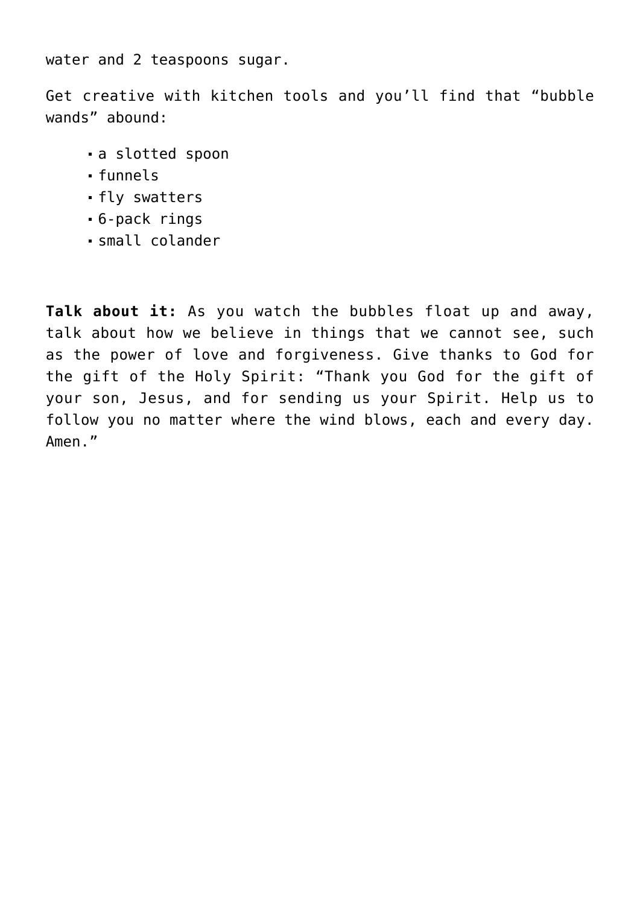water and 2 teaspoons sugar.

Get creative with kitchen tools and you'll find that "bubble wands" abound:

- a slotted spoon
- funnels
- fly swatters
- 6-pack rings
- small colander

**Talk about it:** As you watch the bubbles float up and away, talk about how we believe in things that we cannot see, such as the power of love and forgiveness. Give thanks to God for the gift of the Holy Spirit: "Thank you God for the gift of your son, Jesus, and for sending us your Spirit. Help us to follow you no matter where the wind blows, each and every day. Amen."